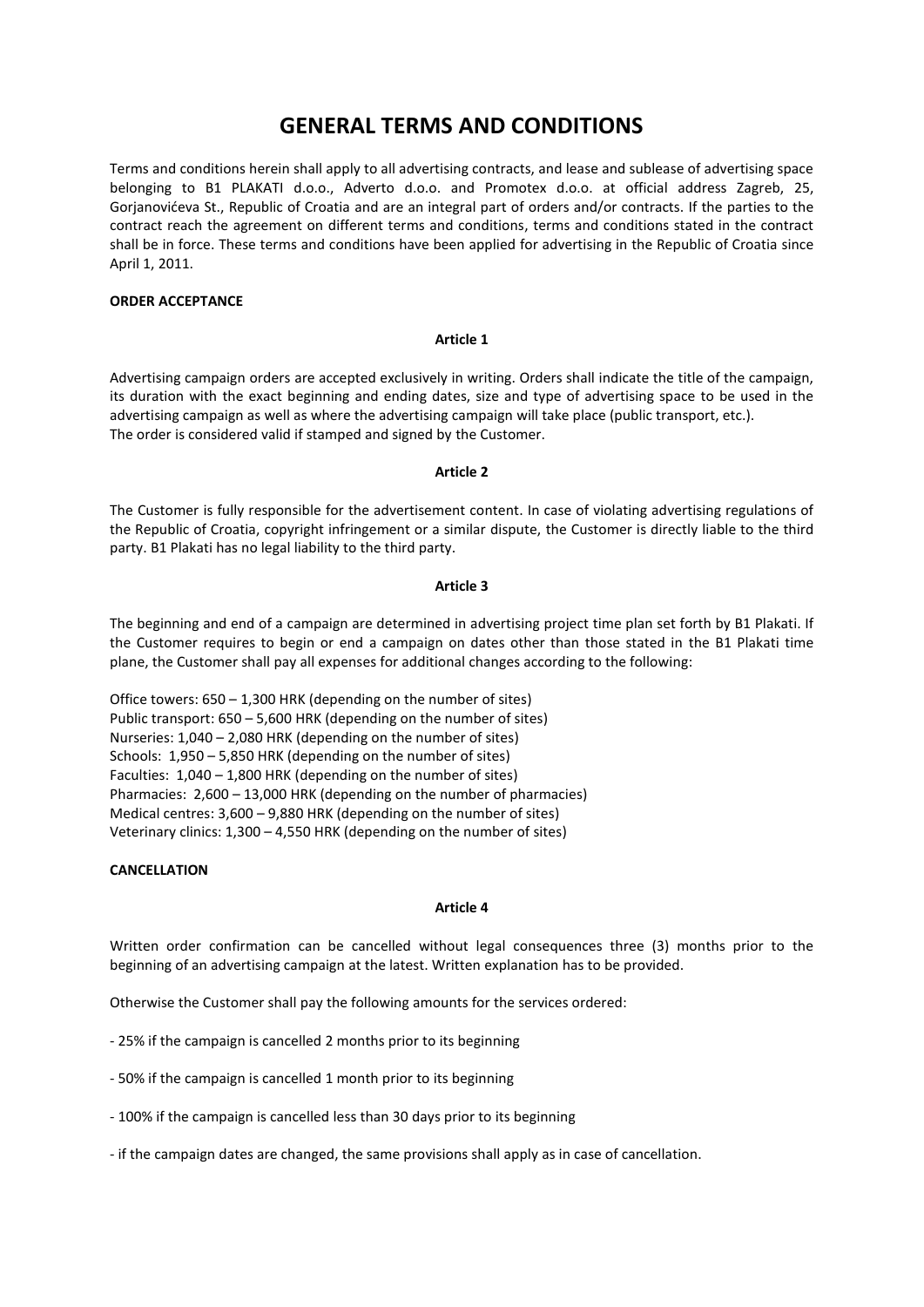# GENERAL TERMS AND CONDITIONS

Terms and conditions herein shall apply to all advertising contracts, and lease and sublease of advertising space belonging to B1 PLAKATI d.o.o., Adverto d.o.o. and Promotex d.o.o. at official address Zagreb, 25, Gorjanovićeva St., Republic of Croatia and are an integral part of orders and/or contracts. If the parties to the contract reach the agreement on different terms and conditions, terms and conditions stated in the contract shall be in force. These terms and conditions have been applied for advertising in the Republic of Croatia since April 1, 2011.

**ORDER ACCEPTANCE**

**Article 1**

Advertising campaign orders are accepted exclusively in writing. Orders shall indicate the title of the campaign, its duration with the exact beginning and ending dates, size and type of advertising space to be used in the advertising campaign as well as where the advertising campaign will take place (public transport, etc.).
The order is considered valid if stamped and signed by the Customer.

**Article 2**

The Customer is fully responsible for the advertisement content. In case of violating advertising regulations of the Republic of Croatia, copyright infringement or a similar dispute, the Customer is directly liable to the third party. B1 Plakati has no legal liability to the third party.

**Article 3**

The beginning and end of a campaign are determined in advertising project time plan set forth by B1 Plakati. If the Customer requires to begin or end a campaign on dates other than those stated in the B1 Plakati time plane, the Customer shall pay all expenses for additional changes according to the following:

Office towers: 650 – 1,300 HRK (depending on the number of sites)
Public transport: 650 – 5,600 HRK (depending on the number of sites)
Nurseries: 1,040 – 2,080 HRK (depending on the number of sites)
Schools: 1,950 – 5,850 HRK (depending on the number of sites)
Faculties: 1,040 – 1,800 HRK (depending on the number of sites)
Pharmacies: 2,600 – 13,000 HRK (depending on the number of pharmacies)
Medical centres: 3,600 – 9,880 HRK (depending on the number of sites)
Veterinary clinics: 1,300 – 4,550 HRK (depending on the number of sites)

**CANCELLATION**

**Article 4**

Written order confirmation can be cancelled without legal consequences three (3) months prior to the beginning of an advertising campaign at the latest. Written explanation has to be provided.

Otherwise the Customer shall pay the following amounts for the services ordered:

- 25% if the campaign is cancelled 2 months prior to its beginning

- 50% if the campaign is cancelled 1 month prior to its beginning

- 100% if the campaign is cancelled less than 30 days prior to its beginning

- if the campaign dates are changed, the same provisions shall apply as in case of cancellation.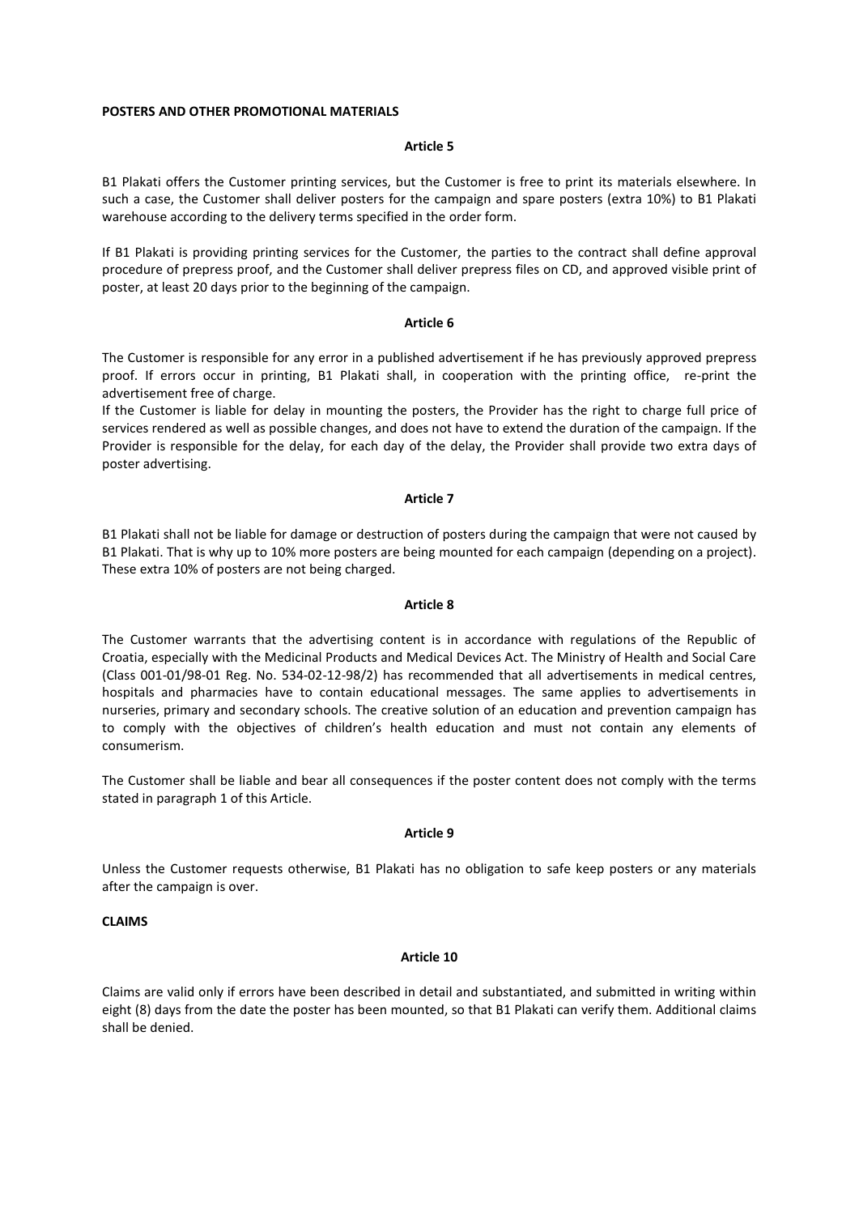**POSTERS AND OTHER PROMOTIONAL MATERIALS**

**Article 5**

B1 Plakati offers the Customer printing services, but the Customer is free to print its materials elsewhere. In such a case, the Customer shall deliver posters for the campaign and spare posters (extra 10%) to B1 Plakati warehouse according to the delivery terms specified in the order form.

If B1 Plakati is providing printing services for the Customer, the parties to the contract shall define approval procedure of prepress proof, and the Customer shall deliver prepress files on CD, and approved visible print of poster, at least 20 days prior to the beginning of the campaign.

**Article 6**

The Customer is responsible for any error in a published advertisement if he has previously approved prepress proof. If errors occur in printing, B1 Plakati shall, in cooperation with the printing office, re-print the advertisement free of charge.
If the Customer is liable for delay in mounting the posters, the Provider has the right to charge full price of services rendered as well as possible changes, and does not have to extend the duration of the campaign. If the Provider is responsible for the delay, for each day of the delay, the Provider shall provide two extra days of poster advertising.

**Article 7**

B1 Plakati shall not be liable for damage or destruction of posters during the campaign that were not caused by B1 Plakati. That is why up to 10% more posters are being mounted for each campaign (depending on a project). These extra 10% of posters are not being charged.

**Article 8**

The Customer warrants that the advertising content is in accordance with regulations of the Republic of Croatia, especially with the Medicinal Products and Medical Devices Act. The Ministry of Health and Social Care (Class 001-01/98-01 Reg. No. 534-02-12-98/2) has recommended that all advertisements in medical centres, hospitals and pharmacies have to contain educational messages. The same applies to advertisements in nurseries, primary and secondary schools. The creative solution of an education and prevention campaign has to comply with the objectives of children's health education and must not contain any elements of consumerism.

The Customer shall be liable and bear all consequences if the poster content does not comply with the terms stated in paragraph 1 of this Article.

**Article 9**

Unless the Customer requests otherwise, B1 Plakati has no obligation to safe keep posters or any materials after the campaign is over.

**CLAIMS**

**Article 10**

Claims are valid only if errors have been described in detail and substantiated, and submitted in writing within eight (8) days from the date the poster has been mounted, so that B1 Plakati can verify them. Additional claims shall be denied.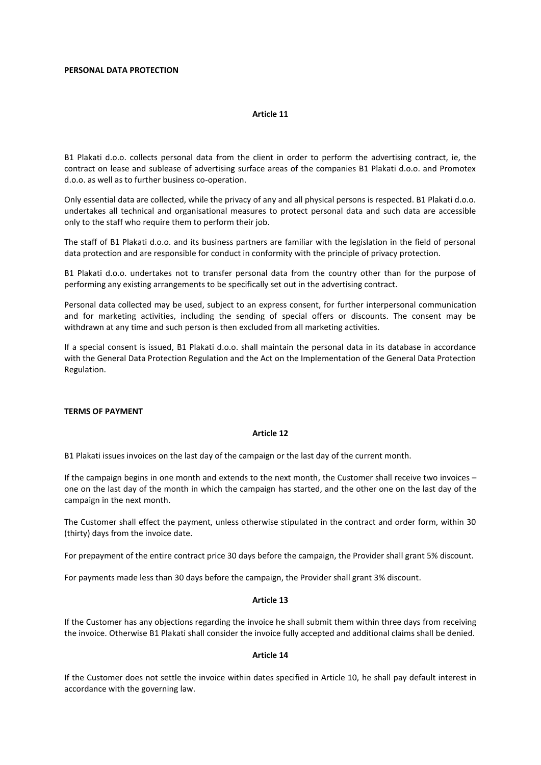## PERSONAL DATA PROTECTION

### Article 11

B1 Plakati d.o.o. collects personal data from the client in order to perform the advertising contract, ie, the contract on lease and sublease of advertising surface areas of the companies B1 Plakati d.o.o. and Promotex d.o.o. as well as to further business co-operation.

Only essential data are collected, while the privacy of any and all physical persons is respected. B1 Plakati d.o.o. undertakes all technical and organisational measures to protect personal data and such data are accessible only to the staff who require them to perform their job.

The staff of B1 Plakati d.o.o. and its business partners are familiar with the legislation in the field of personal data protection and are responsible for conduct in conformity with the principle of privacy protection.

B1 Plakati d.o.o. undertakes not to transfer personal data from the country other than for the purpose of performing any existing arrangements to be specifically set out in the advertising contract.

Personal data collected may be used, subject to an express consent, for further interpersonal communication and for marketing activities, including the sending of special offers or discounts. The consent may be withdrawn at any time and such person is then excluded from all marketing activities.

If a special consent is issued, B1 Plakati d.o.o. shall maintain the personal data in its database in accordance with the General Data Protection Regulation and the Act on the Implementation of the General Data Protection Regulation.

## TERMS OF PAYMENT

### Article 12

B1 Plakati issues invoices on the last day of the campaign or the last day of the current month.

If the campaign begins in one month and extends to the next month, the Customer shall receive two invoices – one on the last day of the month in which the campaign has started, and the other one on the last day of the campaign in the next month.

The Customer shall effect the payment, unless otherwise stipulated in the contract and order form, within 30 (thirty) days from the invoice date.

For prepayment of the entire contract price 30 days before the campaign, the Provider shall grant 5% discount.

For payments made less than 30 days before the campaign, the Provider shall grant 3% discount.

### Article 13

If the Customer has any objections regarding the invoice he shall submit them within three days from receiving the invoice. Otherwise B1 Plakati shall consider the invoice fully accepted and additional claims shall be denied.

### Article 14

If the Customer does not settle the invoice within dates specified in Article 10, he shall pay default interest in accordance with the governing law.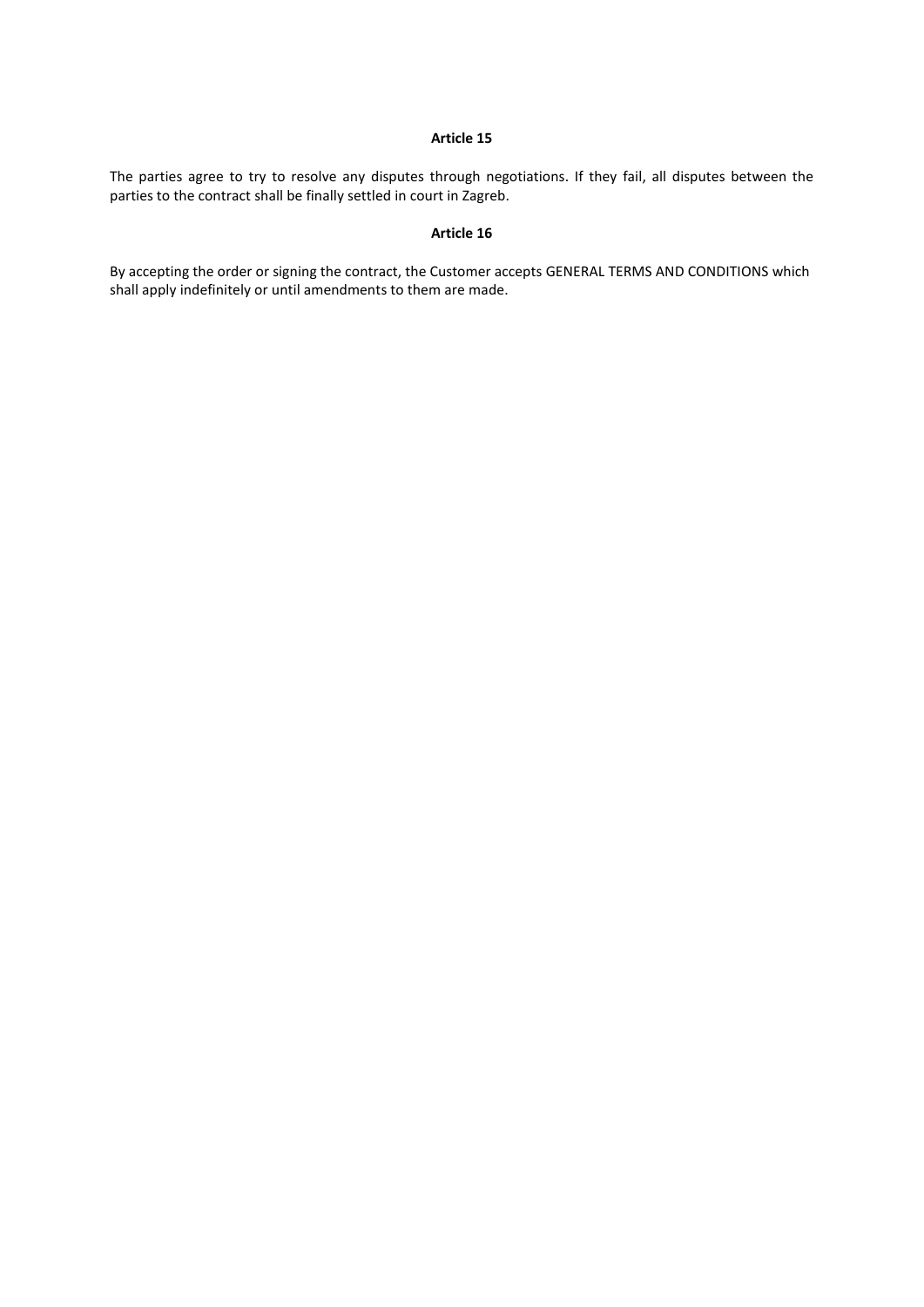**Article 15**

The parties agree to try to resolve any disputes through negotiations. If they fail, all disputes between the parties to the contract shall be finally settled in court in Zagreb.

**Article 16**

By accepting the order or signing the contract, the Customer accepts GENERAL TERMS AND CONDITIONS which shall apply indefinitely or until amendments to them are made.